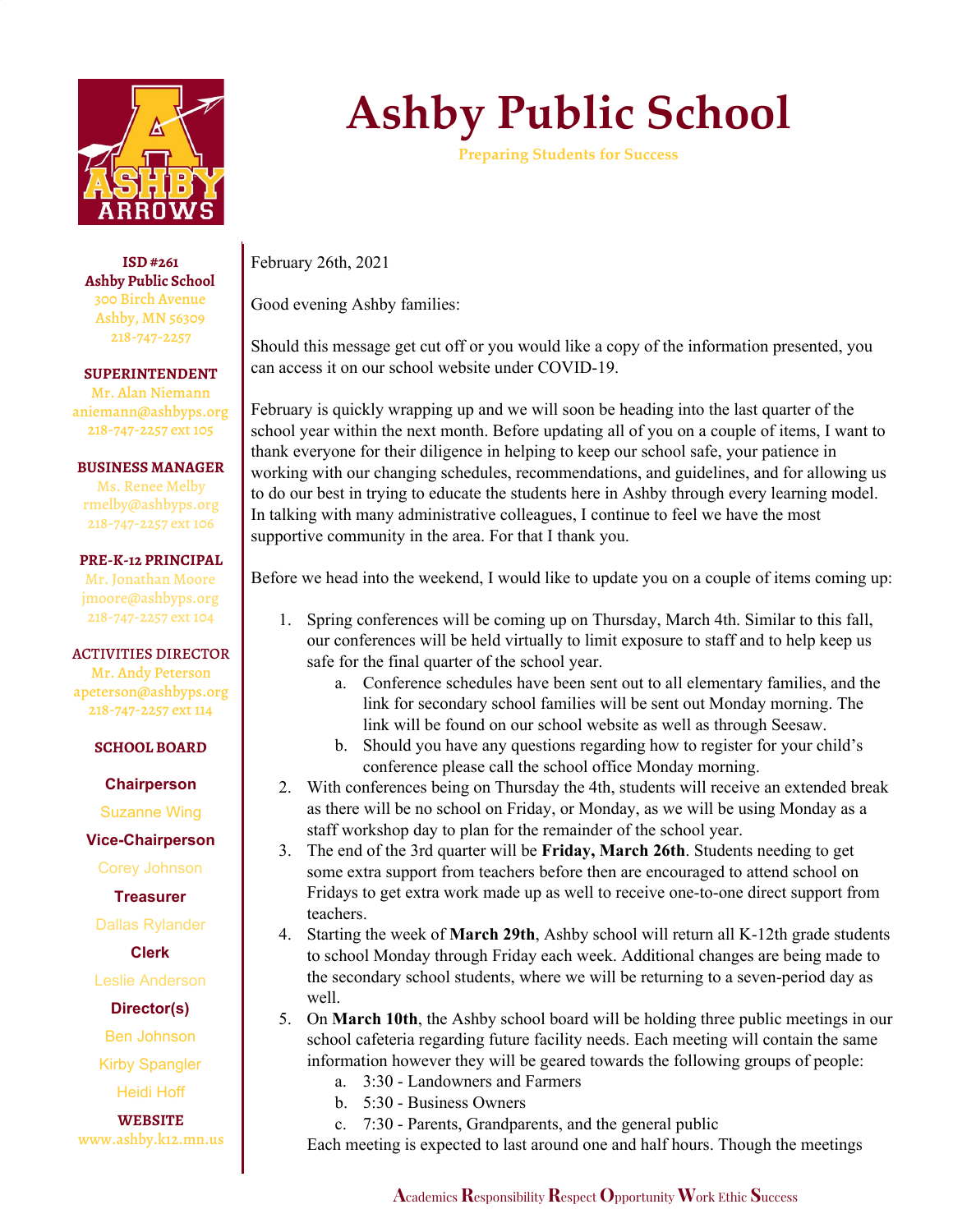# Ashby Public School

Preparing Students for Success

**ISD #261**
**Ashby Public School**
300 Birch Avenue
Ashby, MN 56309
218-747-2257

**SUPERINTENDENT**
Mr. Alan Niemann
aniemann@ashbyps.org
218-747-2257 ext 105

**BUSINESS MANAGER**
Ms. Renee Melby
rmelby@ashbyps.org
218-747-2257 ext 106

**PRE-K-12 PRINCIPAL**
Mr. Jonathan Moore
jmoore@ashbyps.org
218-747-2257 ext 104

**ACTIVITIES DIRECTOR**
Mr. Andy Peterson
apeterson@ashbyps.org
218-747-2257 ext 114

**SCHOOL BOARD**

**Chairperson**
Suzanne Wing

**Vice-Chairperson**
Corey Johnson

**Treasurer**
Dallas Rylander

**Clerk**
Leslie Anderson

**Director(s)**
Ben Johnson
Kirby Spangler
Heidi Hoff

**WEBSITE**
www.ashby.k12.mn.us

February 26th, 2021

Good evening Ashby families:

Should this message get cut off or you would like a copy of the information presented, you can access it on our school website under COVID-19.

February is quickly wrapping up and we will soon be heading into the last quarter of the school year within the next month. Before updating all of you on a couple of items, I want to thank everyone for their diligence in helping to keep our school safe, your patience in working with our changing schedules, recommendations, and guidelines, and for allowing us to do our best in trying to educate the students here in Ashby through every learning model. In talking with many administrative colleagues, I continue to feel we have the most supportive community in the area. For that I thank you.

Before we head into the weekend, I would like to update you on a couple of items coming up:

1. Spring conferences will be coming up on Thursday, March 4th. Similar to this fall, our conferences will be held virtually to limit exposure to staff and to help keep us safe for the final quarter of the school year.
   a. Conference schedules have been sent out to all elementary families, and the link for secondary school families will be sent out Monday morning. The link will be found on our school website as well as through Seesaw.
   b. Should you have any questions regarding how to register for your child's conference please call the school office Monday morning.
2. With conferences being on Thursday the 4th, students will receive an extended break as there will be no school on Friday, or Monday, as we will be using Monday as a staff workshop day to plan for the remainder of the school year.
3. The end of the 3rd quarter will be **Friday, March 26th**. Students needing to get some extra support from teachers before then are encouraged to attend school on Fridays to get extra work made up as well to receive one-to-one direct support from teachers.
4. Starting the week of **March 29th**, Ashby school will return all K-12th grade students to school Monday through Friday each week. Additional changes are being made to the secondary school students, where we will be returning to a seven-period day as well.
5. On **March 10th**, the Ashby school board will be holding three public meetings in our school cafeteria regarding future facility needs. Each meeting will contain the same information however they will be geared towards the following groups of people:
   a. 3:30 - Landowners and Farmers
   b. 5:30 - Business Owners
   c. 7:30 - Parents, Grandparents, and the general public

   Each meeting is expected to last around one and half hours. Though the meetings

**A**cademics **R**esponsibility **R**espect **O**pportunity **W**ork Ethic **S**uccess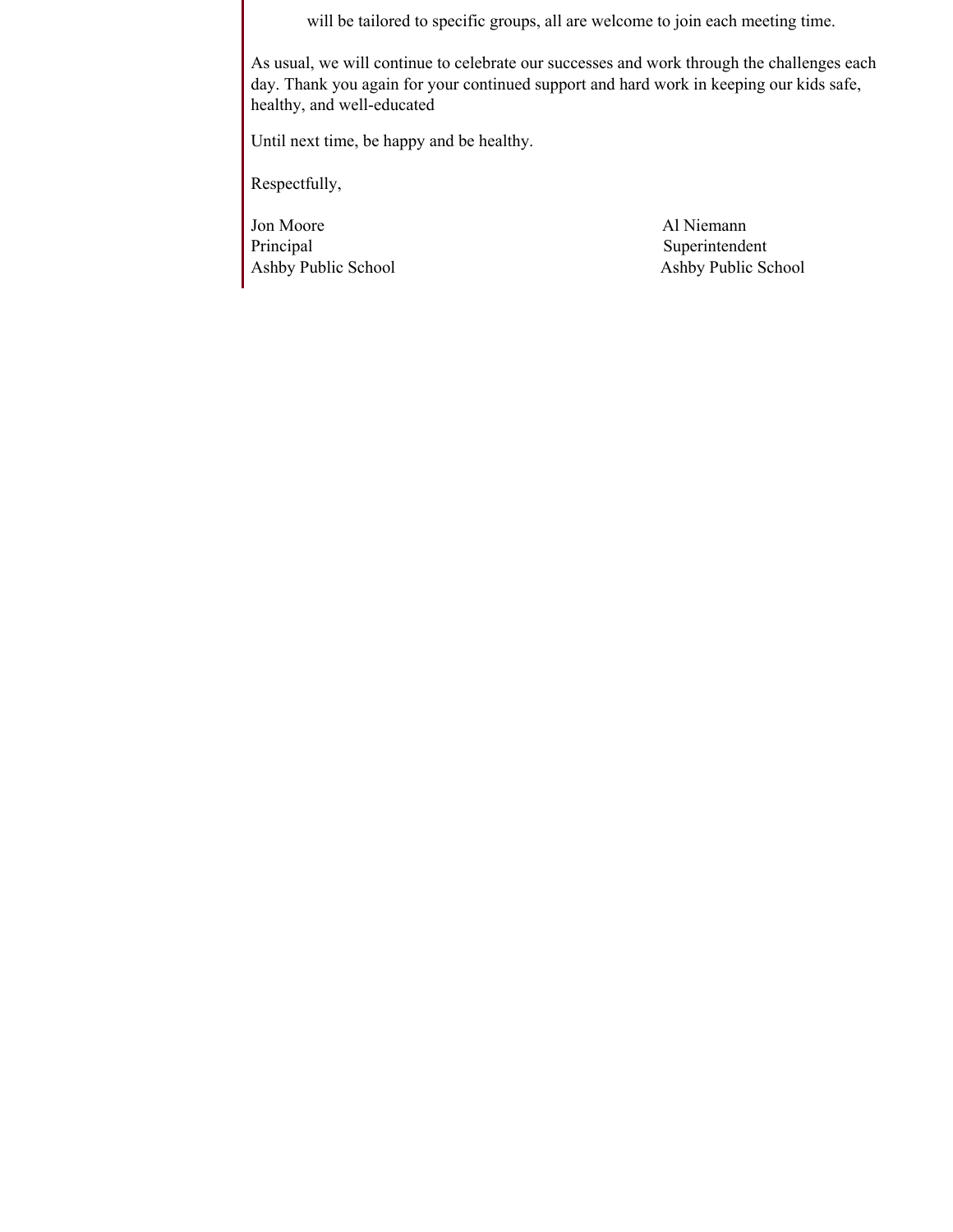will be tailored to specific groups, all are welcome to join each meeting time.

As usual, we will continue to celebrate our successes and work through the challenges each day. Thank you again for your continued support and hard work in keeping our kids safe, healthy, and well-educated

Until next time, be happy and be healthy.

Respectfully,

Jon Moore
Principal
Ashby Public School

Al Niemann
Superintendent
Ashby Public School